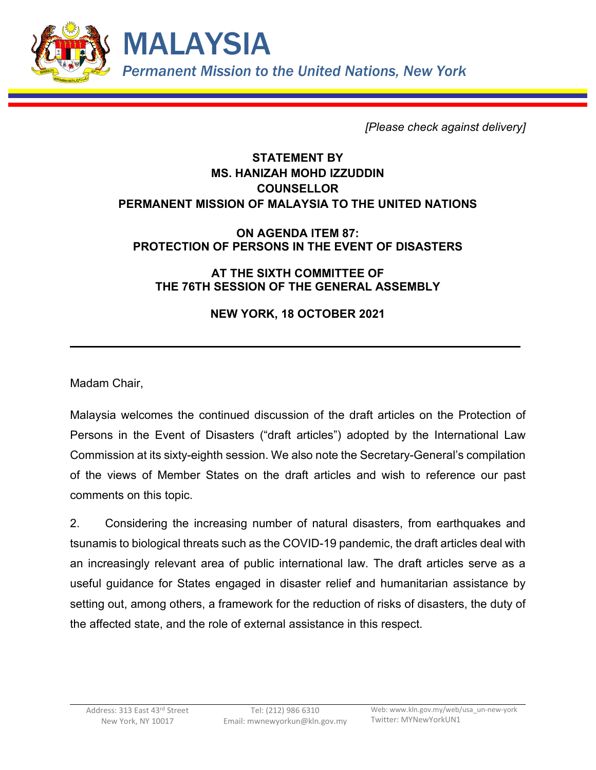# MALAYSIA

*Permanent Mission to the United Nations, New York*

*[Please check against delivery]*

**STATEMENT BY**
**MS. HANIZAH MOHD IZZUDDIN**
**COUNSELLOR**
**PERMANENT MISSION OF MALAYSIA TO THE UNITED NATIONS**

**ON AGENDA ITEM 87:**
**PROTECTION OF PERSONS IN THE EVENT OF DISASTERS**

**AT THE SIXTH COMMITTEE OF**
**THE 76TH SESSION OF THE GENERAL ASSEMBLY**

**NEW YORK, 18 OCTOBER 2021**

---

Madam Chair,

Malaysia welcomes the continued discussion of the draft articles on the Protection of Persons in the Event of Disasters ("draft articles") adopted by the International Law Commission at its sixty-eighth session. We also note the Secretary-General's compilation of the views of Member States on the draft articles and wish to reference our past comments on this topic.

2. Considering the increasing number of natural disasters, from earthquakes and tsunamis to biological threats such as the COVID-19 pandemic, the draft articles deal with an increasingly relevant area of public international law. The draft articles serve as a useful guidance for States engaged in disaster relief and humanitarian assistance by setting out, among others, a framework for the reduction of risks of disasters, the duty of the affected state, and the role of external assistance in this respect.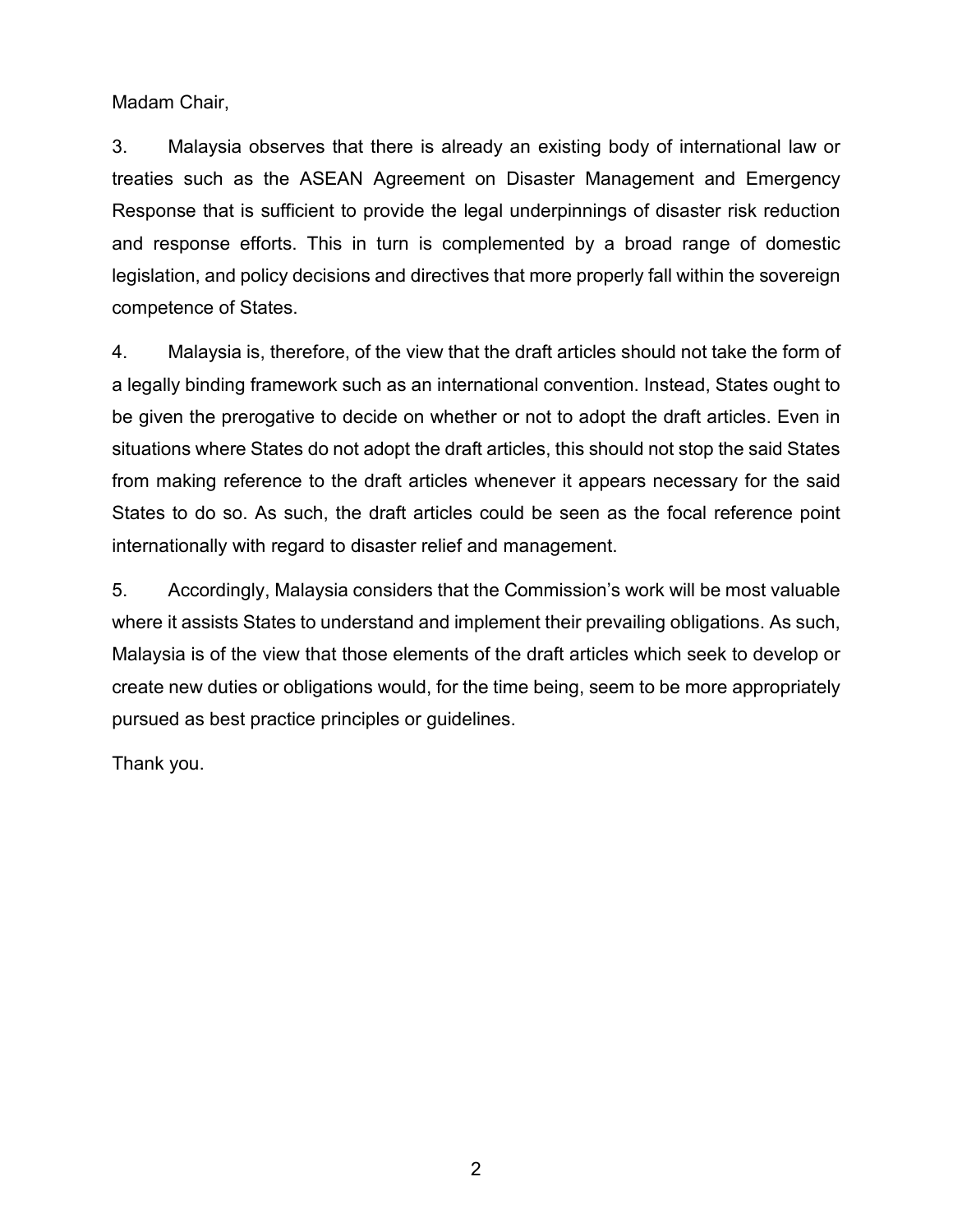Madam Chair,

3. Malaysia observes that there is already an existing body of international law or treaties such as the ASEAN Agreement on Disaster Management and Emergency Response that is sufficient to provide the legal underpinnings of disaster risk reduction and response efforts. This in turn is complemented by a broad range of domestic legislation, and policy decisions and directives that more properly fall within the sovereign competence of States.

4. Malaysia is, therefore, of the view that the draft articles should not take the form of a legally binding framework such as an international convention. Instead, States ought to be given the prerogative to decide on whether or not to adopt the draft articles. Even in situations where States do not adopt the draft articles, this should not stop the said States from making reference to the draft articles whenever it appears necessary for the said States to do so. As such, the draft articles could be seen as the focal reference point internationally with regard to disaster relief and management.

5. Accordingly, Malaysia considers that the Commission's work will be most valuable where it assists States to understand and implement their prevailing obligations. As such, Malaysia is of the view that those elements of the draft articles which seek to develop or create new duties or obligations would, for the time being, seem to be more appropriately pursued as best practice principles or guidelines.

Thank you.